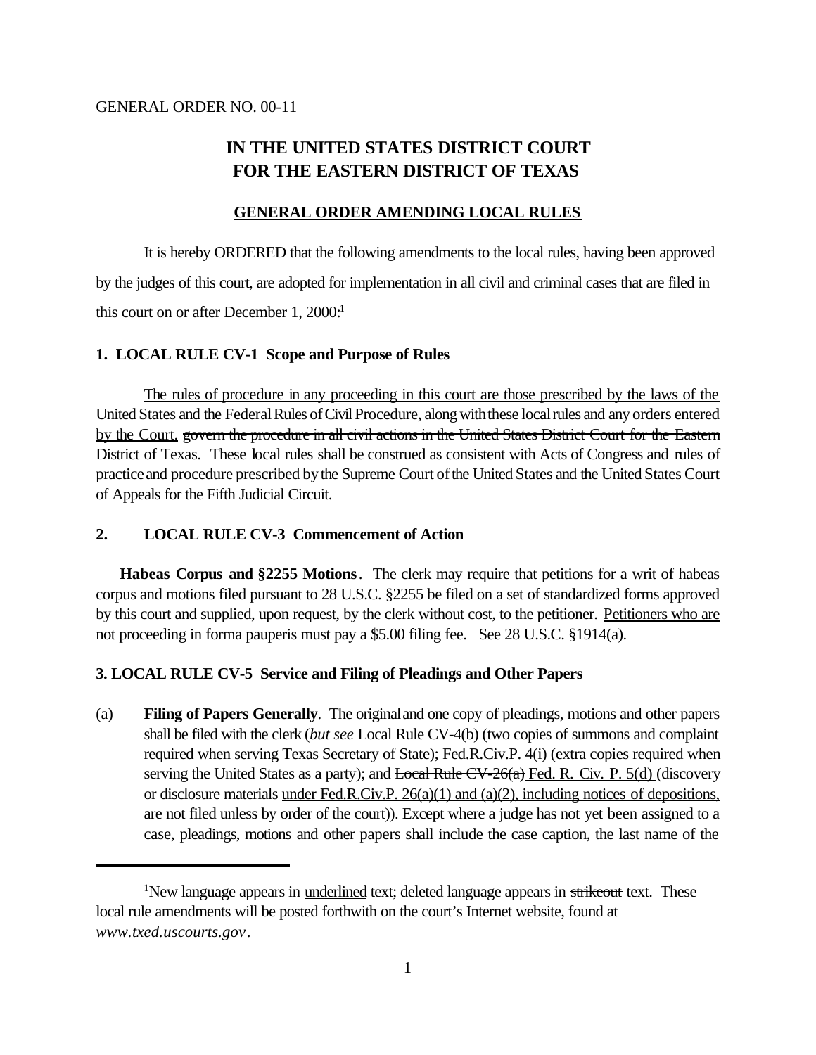GENERAL ORDER NO. 00-11

# IN THE UNITED STATES DISTRICT COURT FOR THE EASTERN DISTRICT OF TEXAS

## <u>GENERAL ORDER AMENDING LOCAL RULES</u>

It is hereby ORDERED that the following amendments to the local rules, having been approved by the judges of this court, are adopted for implementation in all civil and criminal cases that are filed in this court on or after December 1, 2000:[1]

### 1. LOCAL RULE CV-1 Scope and Purpose of Rules

<u>The rules of procedure in any proceeding in this court are those prescribed by the laws of the United States and the Federal Rules of Civil Procedure, along with</u> these <u>local</u> rules <u>and any orders entered by the Court.</u> ~~govern the procedure in all civil actions in the United States District Court for the Eastern District of Texas.~~ These <u>local</u> rules shall be construed as consistent with Acts of Congress and rules of practice and procedure prescribed by the Supreme Court of the United States and the United States Court of Appeals for the Fifth Judicial Circuit.

### 2. LOCAL RULE CV-3 Commencement of Action

**Habeas Corpus and §2255 Motions**. The clerk may require that petitions for a writ of habeas corpus and motions filed pursuant to 28 U.S.C. §2255 be filed on a set of standardized forms approved by this court and supplied, upon request, by the clerk without cost, to the petitioner. <u>Petitioners who are not proceeding in forma pauperis must pay a $5.00 filing fee. See 28 U.S.C. §1914(a).</u>

### 3. LOCAL RULE CV-5 Service and Filing of Pleadings and Other Papers

(a) **Filing of Papers Generally**. The original and one copy of pleadings, motions and other papers shall be filed with the clerk (*but see* Local Rule CV-4(b) (two copies of summons and complaint required when serving Texas Secretary of State); Fed.R.Civ.P. 4(i) (extra copies required when serving the United States as a party); and ~~Local Rule CV-26(a)~~ <u>Fed. R. Civ. P. 5(d)</u> (discovery or disclosure materials <u>under Fed.R.Civ.P. 26(a)(1) and (a)(2), including notices of depositions,</u> are not filed unless by order of the court)). Except where a judge has not yet been assigned to a case, pleadings, motions and other papers shall include the case caption, the last name of the

[1]New language appears in <u>underlined</u> text; deleted language appears in ~~strikeout~~ text. These local rule amendments will be posted forthwith on the court's Internet website, found at *www.txed.uscourts.gov*.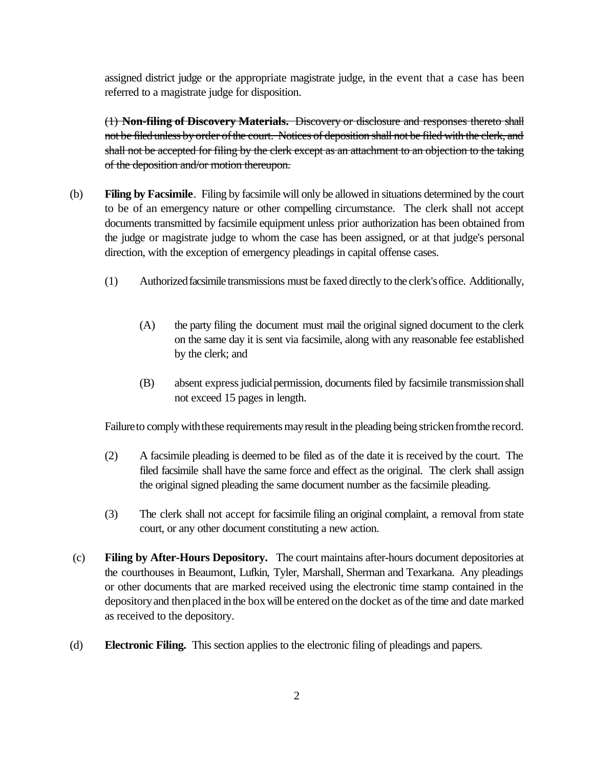assigned district judge or the appropriate magistrate judge, in the event that a case has been referred to a magistrate judge for disposition.

~~(1) **Non-filing of Discovery Materials.** Discovery or disclosure and responses thereto shall not be filed unless by order of the court. Notices of deposition shall not be filed with the clerk, and shall not be accepted for filing by the clerk except as an attachment to an objection to the taking of the deposition and/or motion thereupon.~~

(b) **Filing by Facsimile**. Filing by facsimile will only be allowed in situations determined by the court to be of an emergency nature or other compelling circumstance. The clerk shall not accept documents transmitted by facsimile equipment unless prior authorization has been obtained from the judge or magistrate judge to whom the case has been assigned, or at that judge's personal direction, with the exception of emergency pleadings in capital offense cases.

(1) Authorized facsimile transmissions must be faxed directly to the clerk's office. Additionally,

(A) the party filing the document must mail the original signed document to the clerk on the same day it is sent via facsimile, along with any reasonable fee established by the clerk; and

(B) absent express judicial permission, documents filed by facsimile transmission shall not exceed 15 pages in length.

Failure to comply with these requirements may result in the pleading being stricken from the record.

(2) A facsimile pleading is deemed to be filed as of the date it is received by the court. The filed facsimile shall have the same force and effect as the original. The clerk shall assign the original signed pleading the same document number as the facsimile pleading.

(3) The clerk shall not accept for facsimile filing an original complaint, a removal from state court, or any other document constituting a new action.

(c) **Filing by After-Hours Depository.** The court maintains after-hours document depositories at the courthouses in Beaumont, Lufkin, Tyler, Marshall, Sherman and Texarkana. Any pleadings or other documents that are marked received using the electronic time stamp contained in the depository and then placed in the box will be entered on the docket as of the time and date marked as received to the depository.

(d) **Electronic Filing.** This section applies to the electronic filing of pleadings and papers.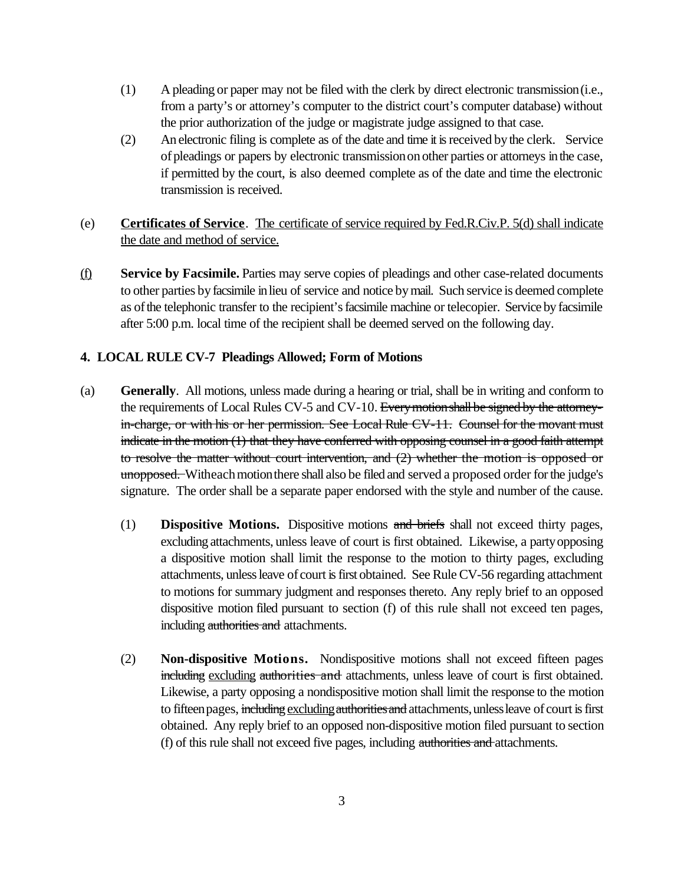(1) A pleading or paper may not be filed with the clerk by direct electronic transmission (i.e., from a party's or attorney's computer to the district court's computer database) without the prior authorization of the judge or magistrate judge assigned to that case.

(2) An electronic filing is complete as of the date and time it is received by the clerk. Service of pleadings or papers by electronic transmission on other parties or attorneys in the case, if permitted by the court, is also deemed complete as of the date and time the electronic transmission is received.

(e) **Certificates of Service**. <u>The certificate of service required by Fed.R.Civ.P. 5(d) shall indicate the date and method of service.</u>

<u>(f)</u> **Service by Facsimile.** Parties may serve copies of pleadings and other case-related documents to other parties by facsimile in lieu of service and notice by mail. Such service is deemed complete as of the telephonic transfer to the recipient's facsimile machine or telecopier. Service by facsimile after 5:00 p.m. local time of the recipient shall be deemed served on the following day.

**4. LOCAL RULE CV-7 Pleadings Allowed; Form of Motions**

(a) **Generally**. All motions, unless made during a hearing or trial, shall be in writing and conform to the requirements of Local Rules CV-5 and CV-10. ~~Every motion shall be signed by the attorney-in-charge, or with his or her permission. See Local Rule CV-11. Counsel for the movant must indicate in the motion (1) that they have conferred with opposing counsel in a good faith attempt to resolve the matter without court intervention, and (2) whether the motion is opposed or unopposed.~~ With each motion there shall also be filed and served a proposed order for the judge's signature. The order shall be a separate paper endorsed with the style and number of the cause.

(1) **Dispositive Motions.** Dispositive motions ~~and briefs~~ shall not exceed thirty pages, excluding attachments, unless leave of court is first obtained. Likewise, a party opposing a dispositive motion shall limit the response to the motion to thirty pages, excluding attachments, unless leave of court is first obtained. See Rule CV-56 regarding attachment to motions for summary judgment and responses thereto. Any reply brief to an opposed dispositive motion filed pursuant to section (f) of this rule shall not exceed ten pages, including ~~authorities and~~ attachments.

(2) **Non-dispositive Motions.** Nondispositive motions shall not exceed fifteen pages ~~including~~ <u>excluding</u> ~~authorities and~~ attachments, unless leave of court is first obtained. Likewise, a party opposing a nondispositive motion shall limit the response to the motion to fifteen pages, ~~including~~ <u>excluding</u> ~~authorities and~~ attachments, unless leave of court is first obtained. Any reply brief to an opposed non-dispositive motion filed pursuant to section (f) of this rule shall not exceed five pages, including ~~authorities and~~ attachments.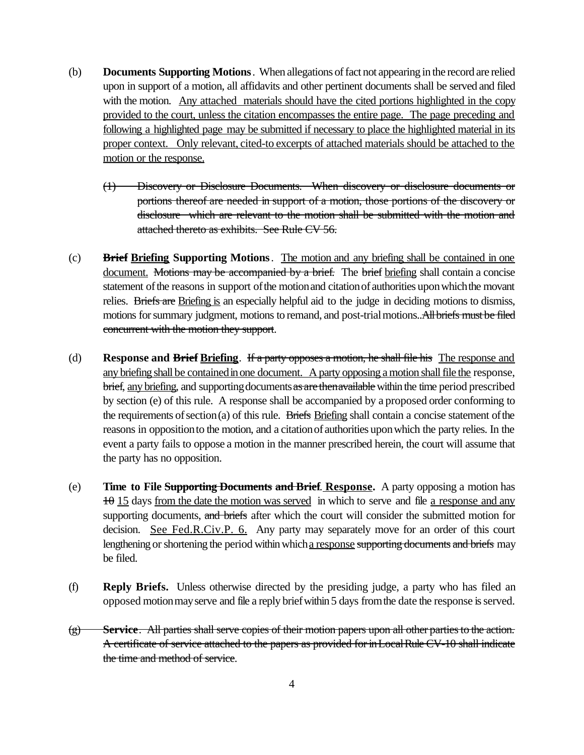(b) **Documents Supporting Motions**. When allegations of fact not appearing in the record are relied upon in support of a motion, all affidavits and other pertinent documents shall be served and filed with the motion. <u>Any attached materials should have the cited portions highlighted in the copy provided to the court, unless the citation encompasses the entire page. The page preceding and following a highlighted page may be submitted if necessary to place the highlighted material in its proper context. Only relevant, cited-to excerpts of attached materials should be attached to the motion or the response.</u>

~~(1) Discovery or Disclosure Documents. When discovery or disclosure documents or portions thereof are needed in support of a motion, those portions of the discovery or disclosure which are relevant to the motion shall be submitted with the motion and attached thereto as exhibits. See Rule CV 56.~~

(c) **~~Brief~~ <u>Briefing</u> Supporting Motions**. <u>The motion and any briefing shall be contained in one document.</u> ~~Motions may be accompanied by a brief.~~ The ~~brief~~ <u>briefing</u> shall contain a concise statement of the reasons in support of the motion and citation of authorities upon which the movant relies. ~~Briefs are~~ <u>Briefing is</u> an especially helpful aid to the judge in deciding motions to dismiss, motions for summary judgment, motions to remand, and post-trial motions..~~All briefs must be filed concurrent with the motion they support~~.

(d) **Response and ~~Brief~~ <u>Briefing</u>**. ~~If a party opposes a motion, he shall file his~~ <u>The response and any briefing shall be contained in one document. A party opposing a motion shall file the</u> response, ~~brief~~, <u>any briefing</u>, and supporting documents ~~as are then available~~ within the time period prescribed by section (e) of this rule. A response shall be accompanied by a proposed order conforming to the requirements of section (a) of this rule. ~~Briefs~~ <u>Briefing</u> shall contain a concise statement of the reasons in opposition to the motion, and a citation of authorities upon which the party relies. In the event a party fails to oppose a motion in the manner prescribed herein, the court will assume that the party has no opposition.

(e) **Time to File ~~Supporting Documents and Brief~~. <u>Response</u>.** A party opposing a motion has ~~10~~ <u>15</u> days <u>from the date the motion was served</u> in which to serve and file <u>a response and any</u> supporting documents, ~~and briefs~~ after which the court will consider the submitted motion for decision. <u>See Fed.R.Civ.P. 6.</u> Any party may separately move for an order of this court lengthening or shortening the period within which <u>a response</u> ~~supporting documents and briefs~~ may be filed.

(f) **Reply Briefs.** Unless otherwise directed by the presiding judge, a party who has filed an opposed motion may serve and file a reply brief within 5 days from the date the response is served.

~~(g) **Service**. All parties shall serve copies of their motion papers upon all other parties to the action. A certificate of service attached to the papers as provided for in Local Rule CV-10 shall indicate the time and method of service.~~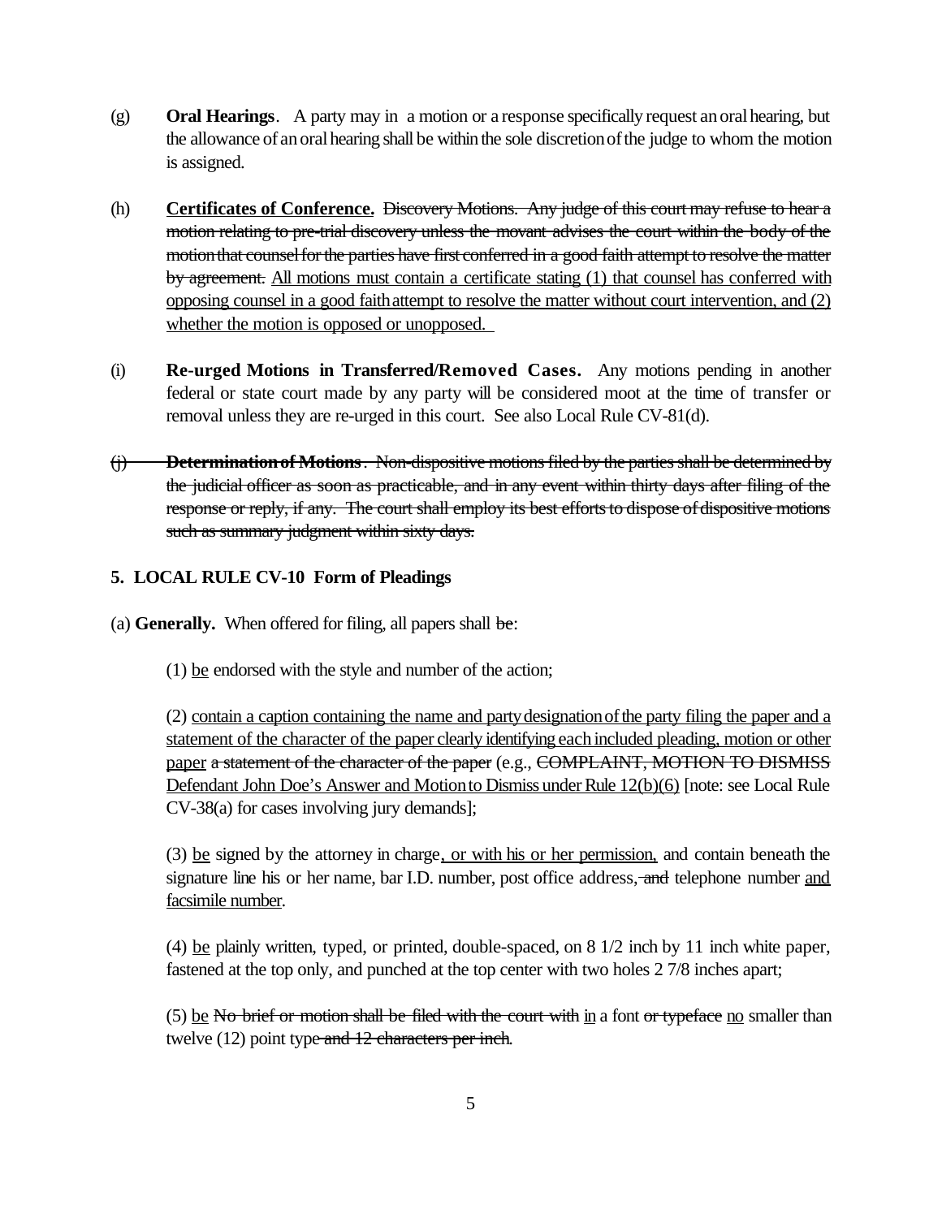(g) **Oral Hearings**. A party may in a motion or a response specifically request an oral hearing, but the allowance of an oral hearing shall be within the sole discretion of the judge to whom the motion is assigned.

(h) <u>**Certificates of Conference.**</u> ~~Discovery Motions. Any judge of this court may refuse to hear a motion relating to pre-trial discovery unless the movant advises the court within the body of the motion that counsel for the parties have first conferred in a good faith attempt to resolve the matter by agreement.~~ <u>All motions must contain a certificate stating (1) that counsel has conferred with opposing counsel in a good faith attempt to resolve the matter without court intervention, and (2) whether the motion is opposed or unopposed.</u>

(i) **Re-urged Motions in Transferred/Removed Cases.** Any motions pending in another federal or state court made by any party will be considered moot at the time of transfer or removal unless they are re-urged in this court. See also Local Rule CV-81(d).

~~(j) **Determination of Motions**. Non-dispositive motions filed by the parties shall be determined by the judicial officer as soon as practicable, and in any event within thirty days after filing of the response or reply, if any. The court shall employ its best efforts to dispose of dispositive motions such as summary judgment within sixty days.~~

## 5. LOCAL RULE CV-10 Form of Pleadings

(a) **Generally.** When offered for filing, all papers shall ~~be~~:

(1) <u>be</u> endorsed with the style and number of the action;

(2) <u>contain a caption containing the name and party designation of the party filing the paper and a statement of the character of the paper clearly identifying each included pleading, motion or other paper</u> ~~a statement of the character of the paper~~ (e.g., ~~COMPLAINT, MOTION TO DISMISS~~ <u>Defendant John Doe's Answer and Motion to Dismiss under Rule 12(b)(6)</u> [note: see Local Rule CV-38(a) for cases involving jury demands];

(3) <u>be</u> signed by the attorney in charge<u>, or with his or her permission,</u> and contain beneath the signature line his or her name, bar I.D. number, post office address, ~~and~~ telephone number <u>and facsimile number</u>.

(4) <u>be</u> plainly written, typed, or printed, double-spaced, on 8 1/2 inch by 11 inch white paper, fastened at the top only, and punched at the top center with two holes 2 7/8 inches apart;

(5) <u>be</u> ~~No brief or motion shall be filed with the court with~~ <u>in</u> a font ~~or typeface~~ <u>no</u> smaller than twelve (12) point type ~~and 12 characters per inch~~.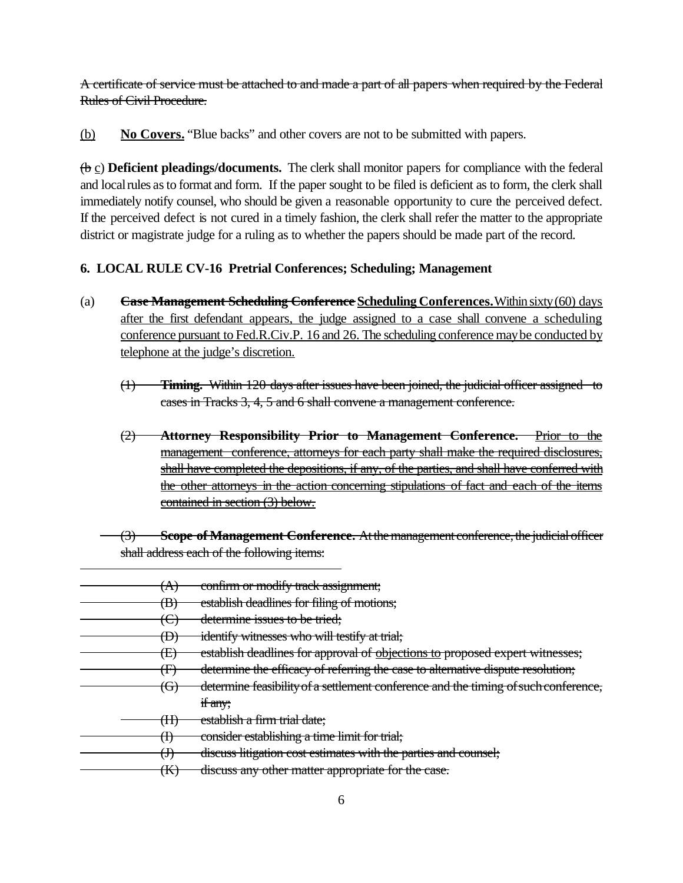~~A certificate of service must be attached to and made a part of all papers when required by the Federal Rules of Civil Procedure.~~

<u>(b)</u> **<u>No Covers.</u>** "Blue backs" and other covers are not to be submitted with papers.

(~~b~~ <u>c</u>) **Deficient pleadings/documents.** The clerk shall monitor papers for compliance with the federal and local rules as to format and form. If the paper sought to be filed is deficient as to form, the clerk shall immediately notify counsel, who should be given a reasonable opportunity to cure the perceived defect. If the perceived defect is not cured in a timely fashion, the clerk shall refer the matter to the appropriate district or magistrate judge for a ruling as to whether the papers should be made part of the record.

**6. LOCAL RULE CV-16 Pretrial Conferences; Scheduling; Management**

(a) ~~**Case Management Scheduling Conference**~~ **<u>Scheduling Conferences.</u>** <u>Within sixty (60) days after the first defendant appears, the judge assigned to a case shall convene a scheduling conference pursuant to Fed.R.Civ.P. 16 and 26. The scheduling conference may be conducted by telephone at the judge's discretion.</u>

~~(1) **Timing.** Within 120 days after issues have been joined, the judicial officer assigned to cases in Tracks 3, 4, 5 and 6 shall convene a management conference.~~

~~(2) **Attorney Responsibility Prior to Management Conference.** Prior to the management conference, attorneys for each party shall make the required disclosures, shall have completed the depositions, if any, of the parties, and shall have conferred with the other attorneys in the action concerning stipulations of fact and each of the items contained in section (3) below.~~

~~(3) **Scope of Management Conference.** At the management conference, the judicial officer shall address each of the following items:~~

~~(A) confirm or modify track assignment;~~
~~(B) establish deadlines for filing of motions;~~
~~(C) determine issues to be tried;~~
~~(D) identify witnesses who will testify at trial;~~
~~(E) establish deadlines for approval of <u>objections to</u> proposed expert witnesses;~~
~~(F) determine the efficacy of referring the case to alternative dispute resolution;~~
~~(G) determine feasibility of a settlement conference and the timing of such conference, if any;~~
~~(H) establish a firm trial date;~~
~~(I) consider establishing a time limit for trial;~~
~~(J) discuss litigation cost estimates with the parties and counsel;~~
~~(K) discuss any other matter appropriate for the case.~~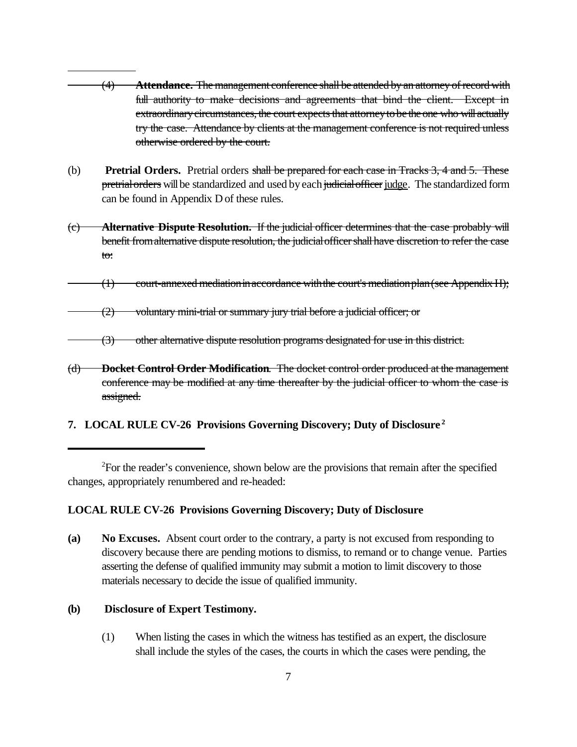(4) **Attendance.** ~~The management conference shall be attended by an attorney of record with full authority to make decisions and agreements that bind the client. Except in extraordinary circumstances, the court expects that attorney to be the one who will actually try the case. Attendance by clients at the management conference is not required unless otherwise ordered by the court.~~

(b) **Pretrial Orders.** Pretrial orders ~~shall be prepared for each case in Tracks 3, 4 and 5. These pretrial orders~~ will be standardized and used by each ~~judicial officer~~ judge. The standardized form can be found in Appendix D of these rules.

~~(c) **Alternative Dispute Resolution.** If the judicial officer determines that the case probably will benefit from alternative dispute resolution, the judicial officer shall have discretion to refer the case to:~~

~~(1) court-annexed mediation in accordance with the court's mediation plan (see Appendix H);~~

~~(2) voluntary mini-trial or summary jury trial before a judicial officer; or~~

~~(3) other alternative dispute resolution programs designated for use in this district.~~

~~(d) **Docket Control Order Modification**. The docket control order produced at the management conference may be modified at any time thereafter by the judicial officer to whom the case is assigned.~~

**7. LOCAL RULE CV-26 Provisions Governing Discovery; Duty of Disclosure**[2]

---

[2]For the reader's convenience, shown below are the provisions that remain after the specified changes, appropriately renumbered and re-headed:

**LOCAL RULE CV-26 Provisions Governing Discovery; Duty of Disclosure**

**(a) No Excuses.** Absent court order to the contrary, a party is not excused from responding to discovery because there are pending motions to dismiss, to remand or to change venue. Parties asserting the defense of qualified immunity may submit a motion to limit discovery to those materials necessary to decide the issue of qualified immunity.

**(b) Disclosure of Expert Testimony.**

(1) When listing the cases in which the witness has testified as an expert, the disclosure shall include the styles of the cases, the courts in which the cases were pending, the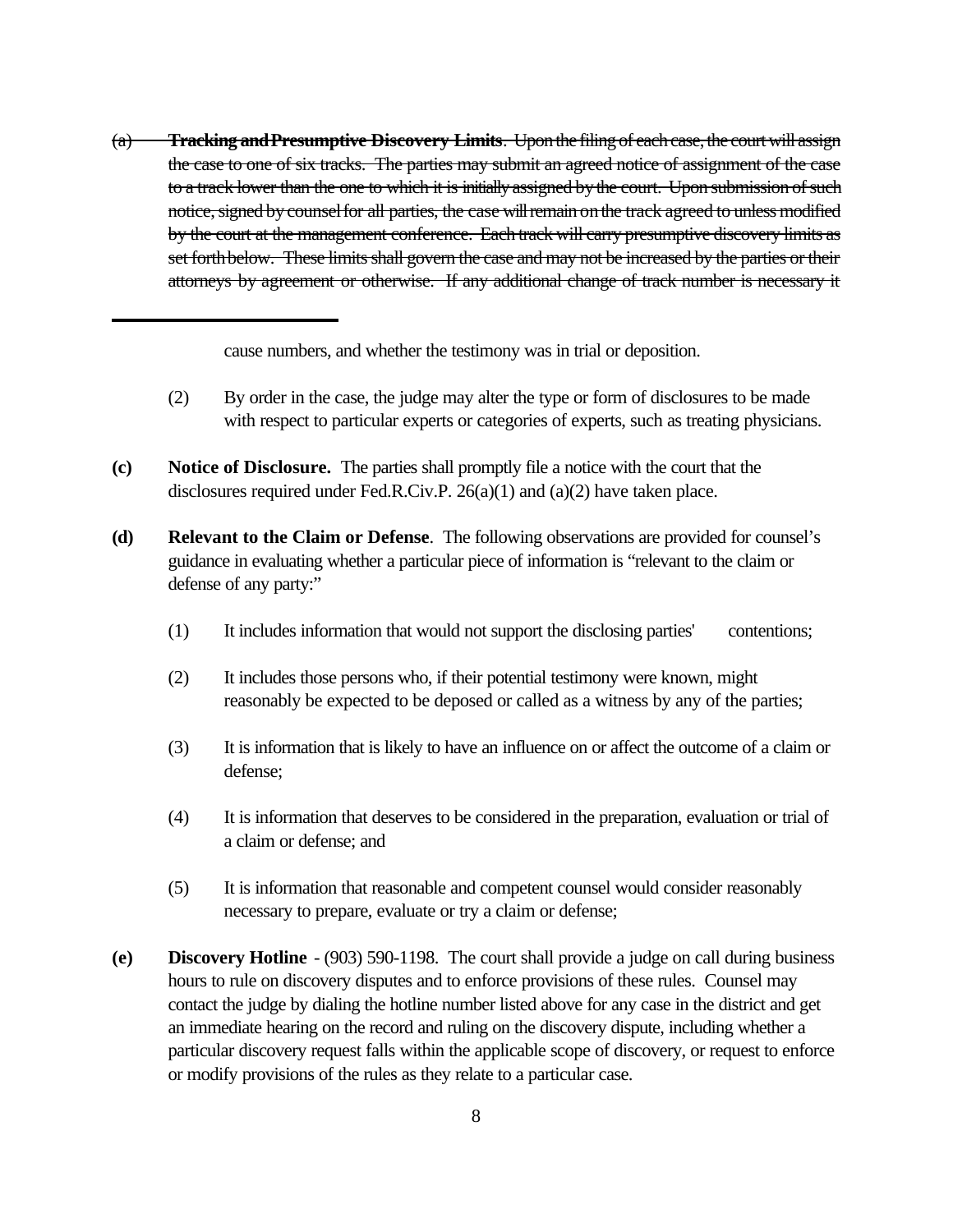~~(a) **Tracking and Presumptive Discovery Limits**. Upon the filing of each case, the court will assign the case to one of six tracks. The parties may submit an agreed notice of assignment of the case to a track lower than the one to which it is initially assigned by the court. Upon submission of such notice, signed by counsel for all parties, the case will remain on the track agreed to unless modified by the court at the management conference. Each track will carry presumptive discovery limits as set forth below. These limits shall govern the case and may not be increased by the parties or their attorneys by agreement or otherwise. If any additional change of track number is necessary it~~

---

cause numbers, and whether the testimony was in trial or deposition.

(2) By order in the case, the judge may alter the type or form of disclosures to be made with respect to particular experts or categories of experts, such as treating physicians.

**(c) Notice of Disclosure.** The parties shall promptly file a notice with the court that the disclosures required under Fed.R.Civ.P. 26(a)(1) and (a)(2) have taken place.

**(d) Relevant to the Claim or Defense**. The following observations are provided for counsel's guidance in evaluating whether a particular piece of information is "relevant to the claim or defense of any party:"

(1) It includes information that would not support the disclosing parties' contentions;

(2) It includes those persons who, if their potential testimony were known, might reasonably be expected to be deposed or called as a witness by any of the parties;

(3) It is information that is likely to have an influence on or affect the outcome of a claim or defense;

(4) It is information that deserves to be considered in the preparation, evaluation or trial of a claim or defense; and

(5) It is information that reasonable and competent counsel would consider reasonably necessary to prepare, evaluate or try a claim or defense;

**(e) Discovery Hotline** - (903) 590-1198. The court shall provide a judge on call during business hours to rule on discovery disputes and to enforce provisions of these rules. Counsel may contact the judge by dialing the hotline number listed above for any case in the district and get an immediate hearing on the record and ruling on the discovery dispute, including whether a particular discovery request falls within the applicable scope of discovery, or request to enforce or modify provisions of the rules as they relate to a particular case.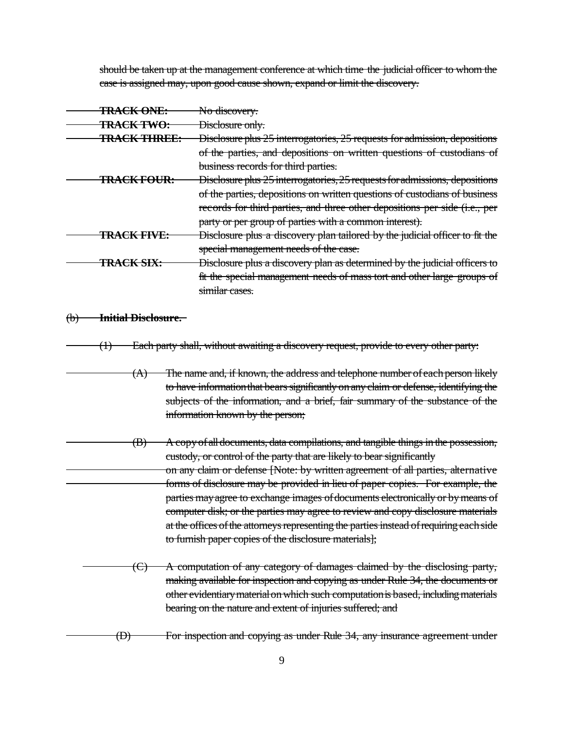~~should be taken up at the management conference at which time the judicial officer to whom the case is assigned may, upon good cause shown, expand or limit the discovery.~~

| | |
|---|---|
| ~~**TRACK ONE:**~~ | ~~No discovery.~~ |
| ~~**TRACK TWO:**~~ | ~~Disclosure only.~~ |
| ~~**TRACK THREE:**~~ | ~~Disclosure plus 25 interrogatories, 25 requests for admission, depositions of the parties, and depositions on written questions of custodians of business records for third parties.~~ |
| ~~**TRACK FOUR:**~~ | ~~Disclosure plus 25 interrogatories, 25 requests for admissions, depositions of the parties, depositions on written questions of custodians of business records for third parties, and three other depositions per side (i.e., per party or per group of parties with a common interest).~~ |
| ~~**TRACK FIVE:**~~ | ~~Disclosure plus a discovery plan tailored by the judicial officer to fit the special management needs of the case.~~ |
| ~~**TRACK SIX:**~~ | ~~Disclosure plus a discovery plan as determined by the judicial officers to fit the special management needs of mass tort and other large groups of similar cases.~~ |

~~(b) **Initial Disclosure.**~~

~~(1) Each party shall, without awaiting a discovery request, provide to every other party:~~

~~(A) The name and, if known, the address and telephone number of each person likely to have information that bears significantly on any claim or defense, identifying the subjects of the information, and a brief, fair summary of the substance of the information known by the person;~~

~~(B) A copy of all documents, data compilations, and tangible things in the possession, custody, or control of the party that are likely to bear significantly on any claim or defense [Note: by written agreement of all parties, alternative forms of disclosure may be provided in lieu of paper copies. For example, the parties may agree to exchange images of documents electronically or by means of computer disk; or the parties may agree to review and copy disclosure materials at the offices of the attorneys representing the parties instead of requiring each side to furnish paper copies of the disclosure materials];~~

~~(C) A computation of any category of damages claimed by the disclosing party, making available for inspection and copying as under Rule 34, the documents or other evidentiary material on which such computation is based, including materials bearing on the nature and extent of injuries suffered; and~~

~~(D) For inspection and copying as under Rule 34, any insurance agreement under~~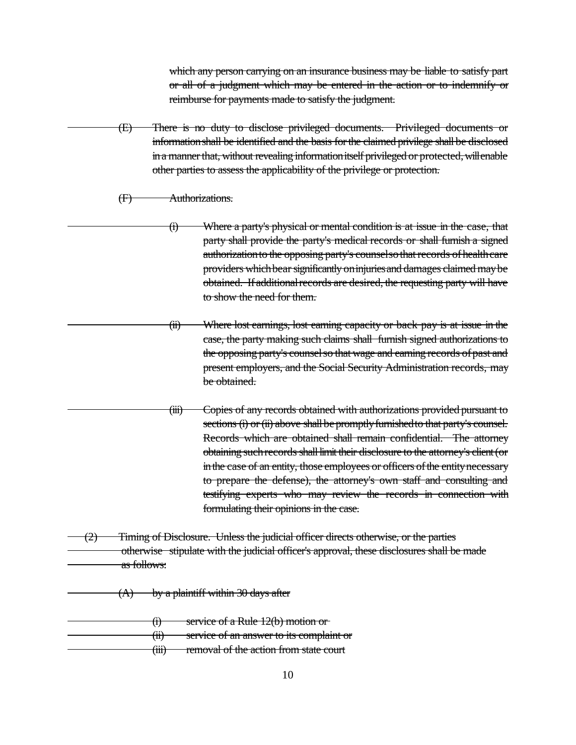~~which any person carrying on an insurance business may be liable to satisfy part or all of a judgment which may be entered in the action or to indemnify or reimburse for payments made to satisfy the judgment.~~

~~(E) There is no duty to disclose privileged documents. Privileged documents or information shall be identified and the basis for the claimed privilege shall be disclosed in a manner that, without revealing information itself privileged or protected, will enable other parties to assess the applicability of the privilege or protection.~~

~~(F) Authorizations.~~

~~(i) Where a party's physical or mental condition is at issue in the case, that party shall provide the party's medical records or shall furnish a signed authorization to the opposing party's counsel so that records of health care providers which bear significantly on injuries and damages claimed may be obtained. If additional records are desired, the requesting party will have to show the need for them.~~

~~(ii) Where lost earnings, lost earning capacity or back pay is at issue in the case, the party making such claims shall furnish signed authorizations to the opposing party's counsel so that wage and earning records of past and present employers, and the Social Security Administration records, may be obtained.~~

~~(iii) Copies of any records obtained with authorizations provided pursuant to sections (i) or (ii) above shall be promptly furnished to that party's counsel. Records which are obtained shall remain confidential. The attorney obtaining such records shall limit their disclosure to the attorney's client (or in the case of an entity, those employees or officers of the entity necessary to prepare the defense), the attorney's own staff and consulting and testifying experts who may review the records in connection with formulating their opinions in the case.~~

~~(2) Timing of Disclosure. Unless the judicial officer directs otherwise, or the parties otherwise stipulate with the judicial officer's approval, these disclosures shall be made as follows:~~

~~(A) by a plaintiff within 30 days after~~

~~(i) service of a Rule 12(b) motion or~~
~~(ii) service of an answer to its complaint or~~
~~(iii) removal of the action from state court~~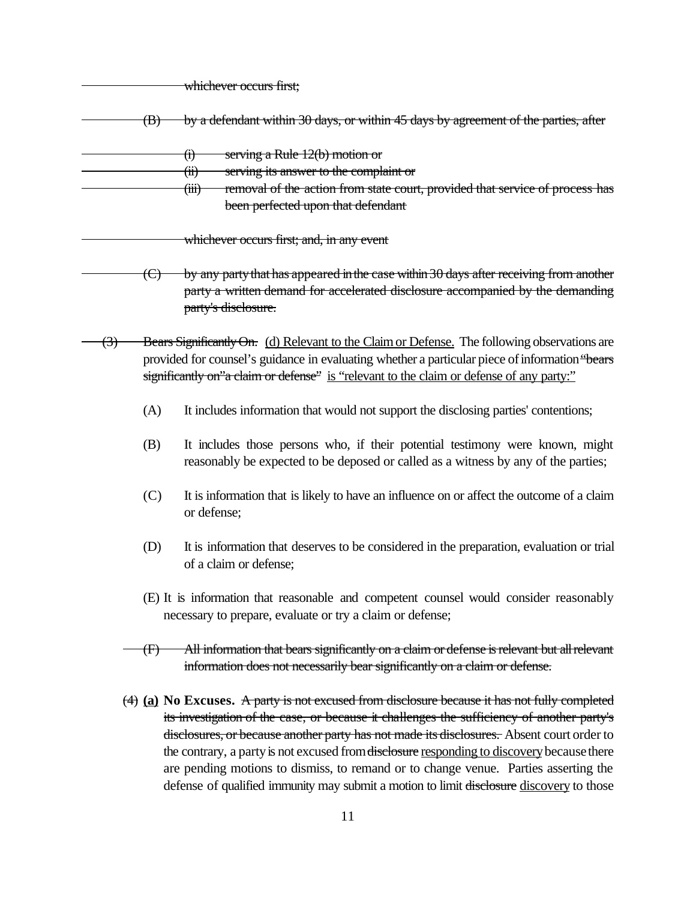~~whichever occurs first;~~

~~(B) by a defendant within 30 days, or within 45 days by agreement of the parties, after~~

~~(i) serving a Rule 12(b) motion or~~
~~(ii) serving its answer to the complaint or~~
~~(iii) removal of the action from state court, provided that service of process has been perfected upon that defendant~~

~~whichever occurs first; and, in any event~~

~~(C) by any party that has appeared in the case within 30 days after receiving from another party a written demand for accelerated disclosure accompanied by the demanding party's disclosure.~~

~~(3) Bears Significantly On.~~ <u>(d) Relevant to the Claim or Defense.</u> The following observations are provided for counsel's guidance in evaluating whether a particular piece of information ~~"bears significantly on" a claim or defense"~~ <u>is "relevant to the claim or defense of any party:"</u>

(A) It includes information that would not support the disclosing parties' contentions;

(B) It includes those persons who, if their potential testimony were known, might reasonably be expected to be deposed or called as a witness by any of the parties;

(C) It is information that is likely to have an influence on or affect the outcome of a claim or defense;

(D) It is information that deserves to be considered in the preparation, evaluation or trial of a claim or defense;

(E) It is information that reasonable and competent counsel would consider reasonably necessary to prepare, evaluate or try a claim or defense;

~~(F) All information that bears significantly on a claim or defense is relevant but all relevant information does not necessarily bear significantly on a claim or defense.~~

~~(4)~~ **<u>(a)</u> No Excuses.** ~~A party is not excused from disclosure because it has not fully completed its investigation of the case, or because it challenges the sufficiency of another party's disclosures, or because another party has not made its disclosures.~~ Absent court order to the contrary, a party is not excused from ~~disclosure~~ <u>responding to discovery</u> because there are pending motions to dismiss, to remand or to change venue. Parties asserting the defense of qualified immunity may submit a motion to limit ~~disclosure~~ <u>discovery</u> to those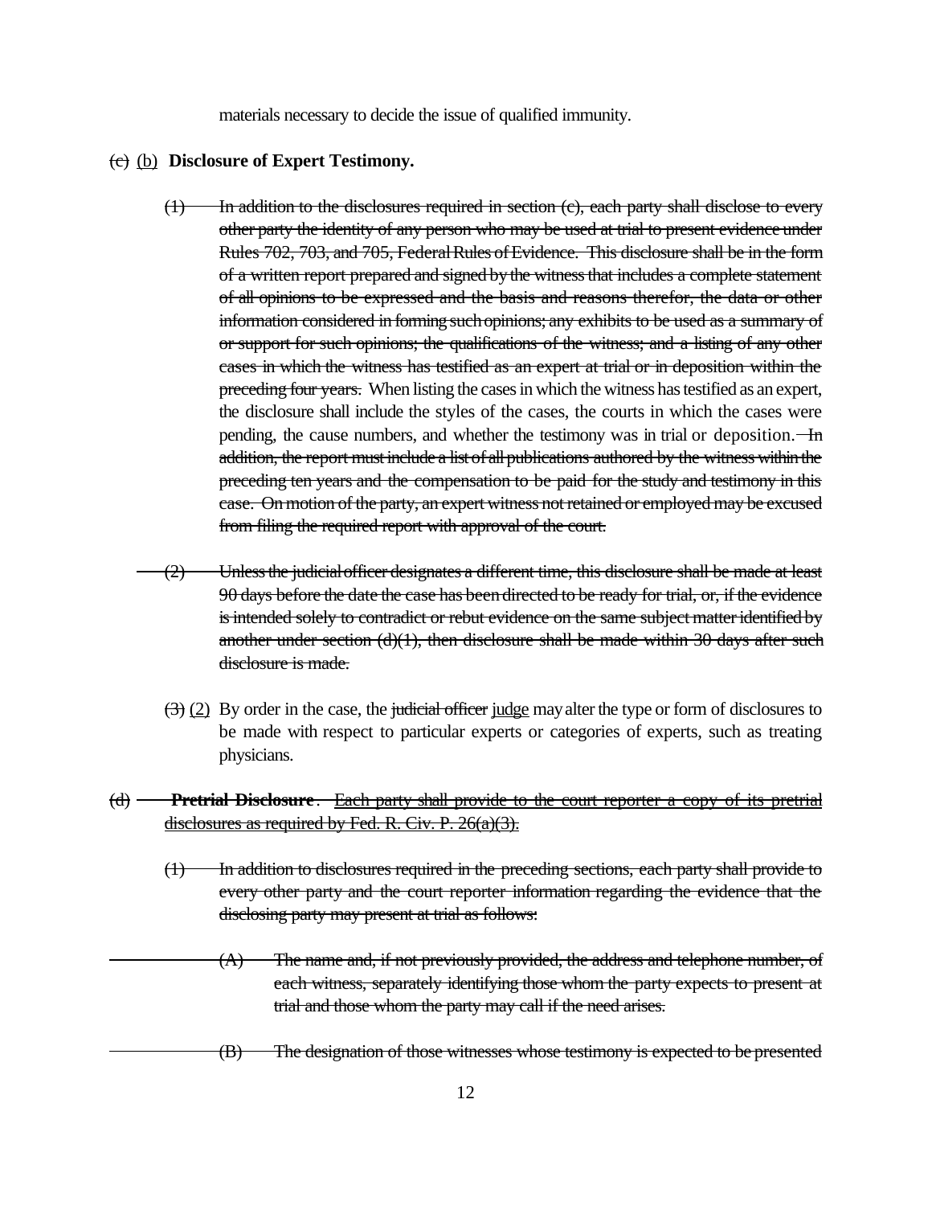materials necessary to decide the issue of qualified immunity.

~~(c)~~ <u>(b)</u> **Disclosure of Expert Testimony.**

~~(1) In addition to the disclosures required in section (c), each party shall disclose to every other party the identity of any person who may be used at trial to present evidence under Rules 702, 703, and 705, Federal Rules of Evidence. This disclosure shall be in the form of a written report prepared and signed by the witness that includes a complete statement of all opinions to be expressed and the basis and reasons therefor, the data or other information considered in forming such opinions; any exhibits to be used as a summary of or support for such opinions; the qualifications of the witness; and a listing of any other cases in which the witness has testified as an expert at trial or in deposition within the preceding four years.~~ When listing the cases in which the witness has testified as an expert, the disclosure shall include the styles of the cases, the courts in which the cases were pending, the cause numbers, and whether the testimony was in trial or deposition. ~~In addition, the report must include a list of all publications authored by the witness within the preceding ten years and the compensation to be paid for the study and testimony in this case. On motion of the party, an expert witness not retained or employed may be excused from filing the required report with approval of the court.~~

~~(2) Unless the judicial officer designates a different time, this disclosure shall be made at least 90 days before the date the case has been directed to be ready for trial, or, if the evidence is intended solely to contradict or rebut evidence on the same subject matter identified by another under section (d)(1), then disclosure shall be made within 30 days after such disclosure is made.~~

~~(3)~~ <u>(2)</u> By order in the case, the ~~judicial officer~~ <u>judge</u> may alter the type or form of disclosures to be made with respect to particular experts or categories of experts, such as treating physicians.

~~(d) **Pretrial Disclosure**. <u>Each party shall provide to the court reporter a copy of its pretrial disclosures as required by Fed. R. Civ. P. 26(a)(3).</u>~~

~~(1) In addition to disclosures required in the preceding sections, each party shall provide to every other party and the court reporter information regarding the evidence that the disclosing party may present at trial as follows:~~

~~(A) The name and, if not previously provided, the address and telephone number, of each witness, separately identifying those whom the party expects to present at trial and those whom the party may call if the need arises.~~

~~(B) The designation of those witnesses whose testimony is expected to be presented~~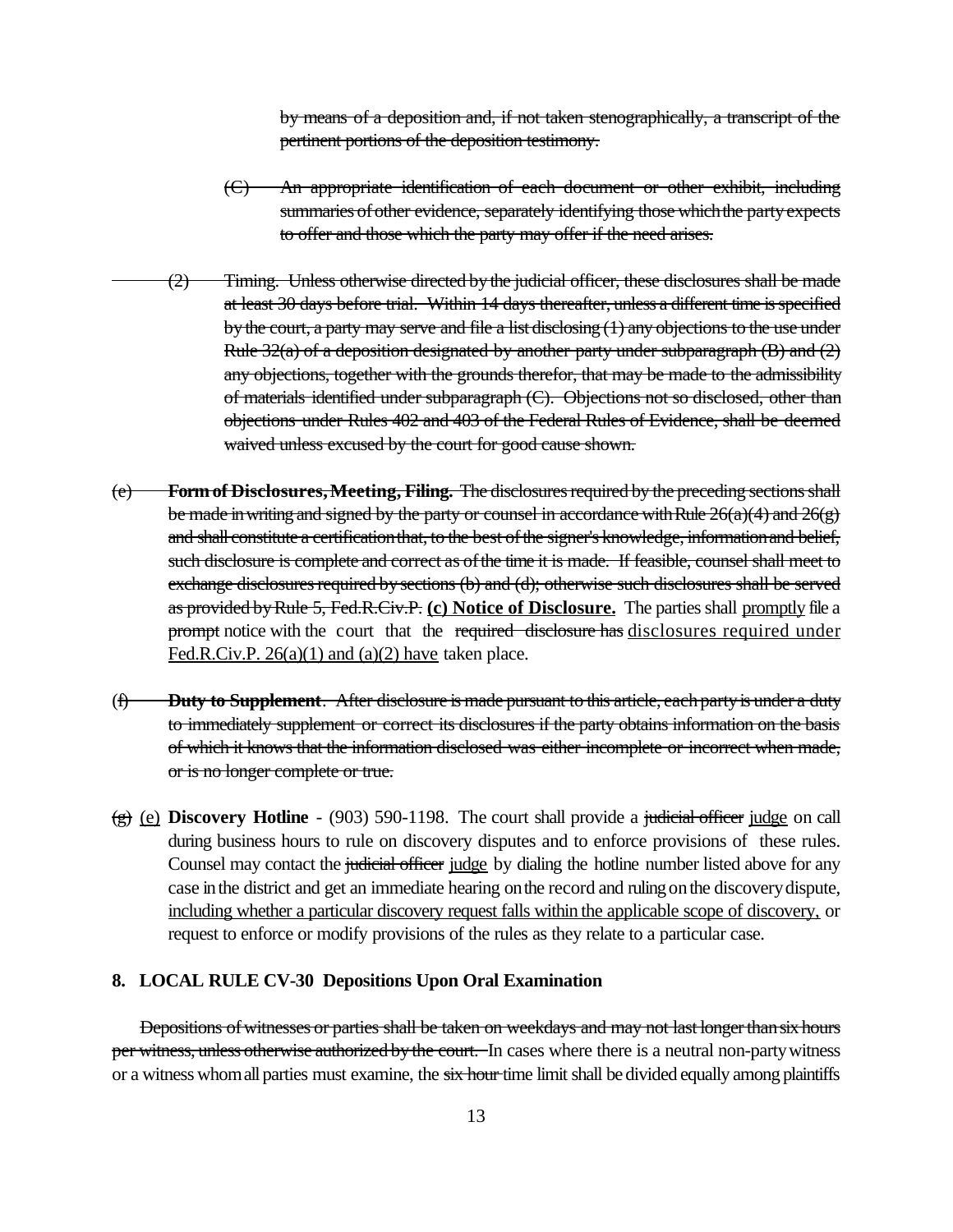~~by means of a deposition and, if not taken stenographically, a transcript of the pertinent portions of the deposition testimony.~~

~~(C) An appropriate identification of each document or other exhibit, including summaries of other evidence, separately identifying those which the party expects to offer and those which the party may offer if the need arises.~~

~~(2) Timing. Unless otherwise directed by the judicial officer, these disclosures shall be made at least 30 days before trial. Within 14 days thereafter, unless a different time is specified by the court, a party may serve and file a list disclosing (1) any objections to the use under Rule 32(a) of a deposition designated by another party under subparagraph (B) and (2) any objections, together with the grounds therefor, that may be made to the admissibility of materials identified under subparagraph (C). Objections not so disclosed, other than objections under Rules 402 and 403 of the Federal Rules of Evidence, shall be deemed waived unless excused by the court for good cause shown.~~

~~(e) **Form of Disclosures, Meeting, Filing.** The disclosures required by the preceding sections shall be made in writing and signed by the party or counsel in accordance with Rule 26(a)(4) and 26(g) and shall constitute a certification that, to the best of the signer's knowledge, information and belief, such disclosure is complete and correct as of the time it is made. If feasible, counsel shall meet to exchange disclosures required by sections (b) and (d); otherwise such disclosures shall be served as provided by Rule 5, Fed.R.Civ.P.~~ <u>**(c) Notice of Disclosure.**</u> The parties shall <u>promptly</u> file a ~~prompt~~ notice with the court that the ~~required disclosure has~~ <u>disclosures required under Fed.R.Civ.P. 26(a)(1) and (a)(2) have</u> taken place.

~~(f) **Duty to Supplement**. After disclosure is made pursuant to this article, each party is under a duty to immediately supplement or correct its disclosures if the party obtains information on the basis of which it knows that the information disclosed was either incomplete or incorrect when made, or is no longer complete or true.~~

~~(g)~~ <u>(e)</u> **Discovery Hotline** - (903) 590-1198. The court shall provide a ~~judicial officer~~ <u>judge</u> on call during business hours to rule on discovery disputes and to enforce provisions of these rules. Counsel may contact the ~~judicial officer~~ <u>judge</u> by dialing the hotline number listed above for any case in the district and get an immediate hearing on the record and ruling on the discovery dispute, <u>including whether a particular discovery request falls within the applicable scope of discovery,</u> or request to enforce or modify provisions of the rules as they relate to a particular case.

## 8. LOCAL RULE CV-30 Depositions Upon Oral Examination

~~Depositions of witnesses or parties shall be taken on weekdays and may not last longer than six hours per witness, unless otherwise authorized by the court.~~ In cases where there is a neutral non-party witness or a witness whom all parties must examine, the ~~six hour~~ time limit shall be divided equally among plaintiffs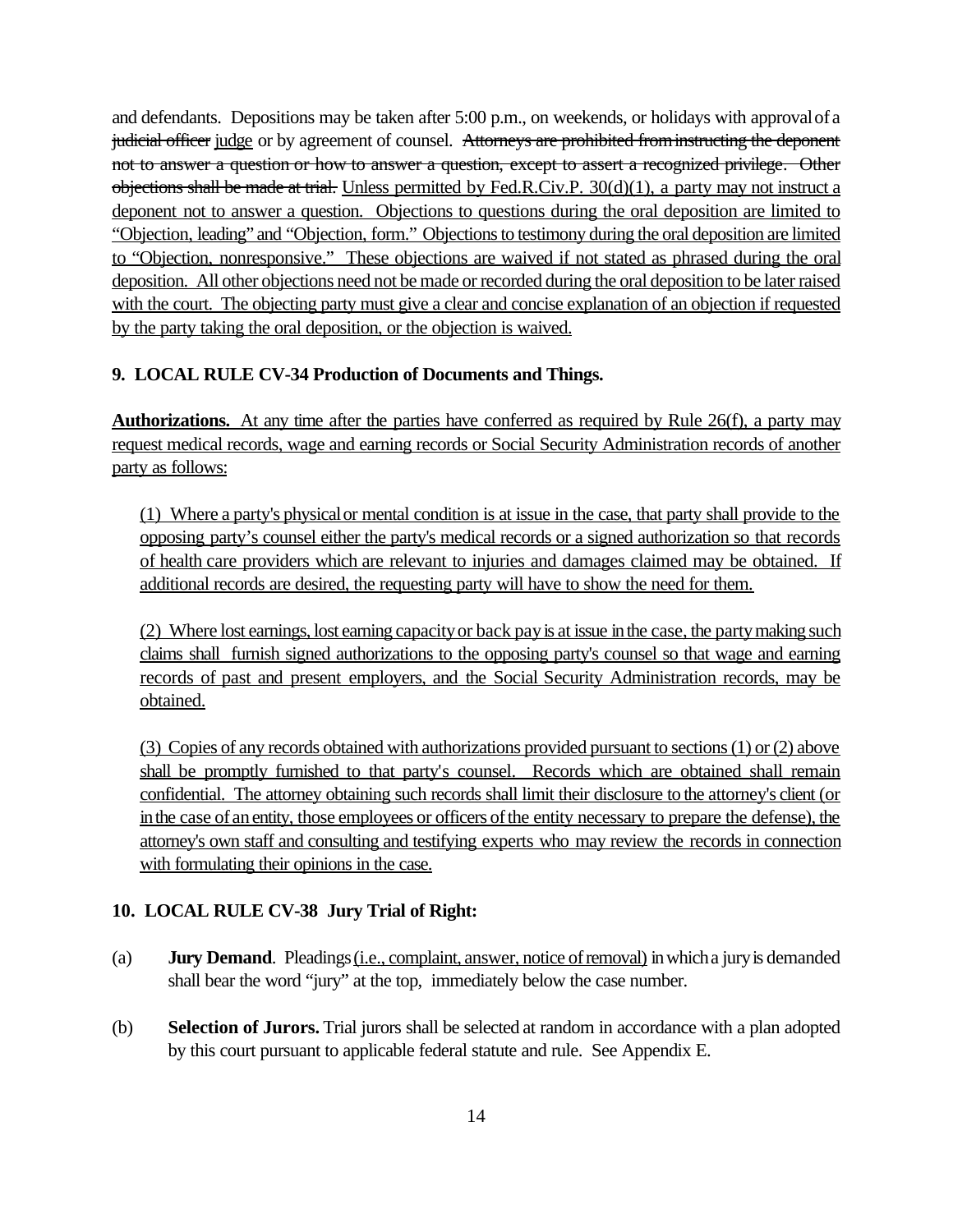and defendants. Depositions may be taken after 5:00 p.m., on weekends, or holidays with approval of a ~~judicial officer~~ <u>judge</u> or by agreement of counsel. ~~Attorneys are prohibited from instructing the deponent not to answer a question or how to answer a question, except to assert a recognized privilege. Other objections shall be made at trial.~~ <u>Unless permitted by Fed.R.Civ.P. 30(d)(1), a party may not instruct a deponent not to answer a question. Objections to questions during the oral deposition are limited to "Objection, leading" and "Objection, form." Objections to testimony during the oral deposition are limited to "Objection, nonresponsive." These objections are waived if not stated as phrased during the oral deposition. All other objections need not be made or recorded during the oral deposition to be later raised with the court. The objecting party must give a clear and concise explanation of an objection if requested by the party taking the oral deposition, or the objection is waived.</u>

**9. LOCAL RULE CV-34 Production of Documents and Things.**

<u>**Authorizations.** At any time after the parties have conferred as required by Rule 26(f), a party may request medical records, wage and earning records or Social Security Administration records of another party as follows:</u>

<u>(1) Where a party's physical or mental condition is at issue in the case, that party shall provide to the opposing party's counsel either the party's medical records or a signed authorization so that records of health care providers which are relevant to injuries and damages claimed may be obtained. If additional records are desired, the requesting party will have to show the need for them.</u>

<u>(2) Where lost earnings, lost earning capacity or back pay is at issue in the case, the party making such claims shall furnish signed authorizations to the opposing party's counsel so that wage and earning records of past and present employers, and the Social Security Administration records, may be obtained.</u>

<u>(3) Copies of any records obtained with authorizations provided pursuant to sections (1) or (2) above shall be promptly furnished to that party's counsel. Records which are obtained shall remain confidential. The attorney obtaining such records shall limit their disclosure to the attorney's client (or in the case of an entity, those employees or officers of the entity necessary to prepare the defense), the attorney's own staff and consulting and testifying experts who may review the records in connection with formulating their opinions in the case.</u>

**10. LOCAL RULE CV-38 Jury Trial of Right:**

(a) **Jury Demand**. Pleadings <u>(i.e., complaint, answer, notice of removal)</u> in which a jury is demanded shall bear the word "jury" at the top, immediately below the case number.

(b) **Selection of Jurors.** Trial jurors shall be selected at random in accordance with a plan adopted by this court pursuant to applicable federal statute and rule. See Appendix E.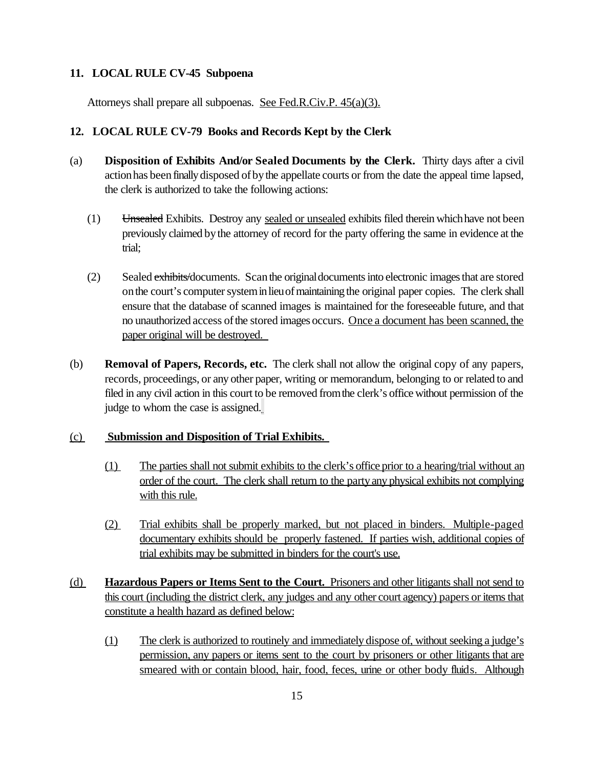**11. LOCAL RULE CV-45 Subpoena**

Attorneys shall prepare all subpoenas. <u>See Fed.R.Civ.P. 45(a)(3).</u>

**12. LOCAL RULE CV-79 Books and Records Kept by the Clerk**

(a) **Disposition of Exhibits And/or Sealed Documents by the Clerk.** Thirty days after a civil action has been finally disposed of by the appellate courts or from the date the appeal time lapsed, the clerk is authorized to take the following actions:

(1) ~~Unsealed~~ Exhibits. Destroy any <u>sealed or unsealed</u> exhibits filed therein which have not been previously claimed by the attorney of record for the party offering the same in evidence at the trial;

(2) Sealed ~~exhibits/~~documents. Scan the original documents into electronic images that are stored on the court's computer system in lieu of maintaining the original paper copies. The clerk shall ensure that the database of scanned images is maintained for the foreseeable future, and that no unauthorized access of the stored images occurs. <u>Once a document has been scanned, the paper original will be destroyed.</u>

(b) **Removal of Papers, Records, etc.** The clerk shall not allow the original copy of any papers, records, proceedings, or any other paper, writing or memorandum, belonging to or related to and filed in any civil action in this court to be removed from the clerk's office without permission of the judge to whom the case is assigned.

<u>(c)</u> <u>**Submission and Disposition of Trial Exhibits.**</u>

<u>(1)</u> <u>The parties shall not submit exhibits to the clerk's office prior to a hearing/trial without an order of the court. The clerk shall return to the party any physical exhibits not complying with this rule.</u>

<u>(2)</u> <u>Trial exhibits shall be properly marked, but not placed in binders. Multiple-paged documentary exhibits should be properly fastened. If parties wish, additional copies of trial exhibits may be submitted in binders for the court's use.</u>

<u>(d)</u> <u>**Hazardous Papers or Items Sent to the Court.** Prisoners and other litigants shall not send to this court (including the district clerk, any judges and any other court agency) papers or items that constitute a health hazard as defined below:</u>

<u>(1)</u> <u>The clerk is authorized to routinely and immediately dispose of, without seeking a judge's permission, any papers or items sent to the court by prisoners or other litigants that are smeared with or contain blood, hair, food, feces, urine or other body fluids. Although</u>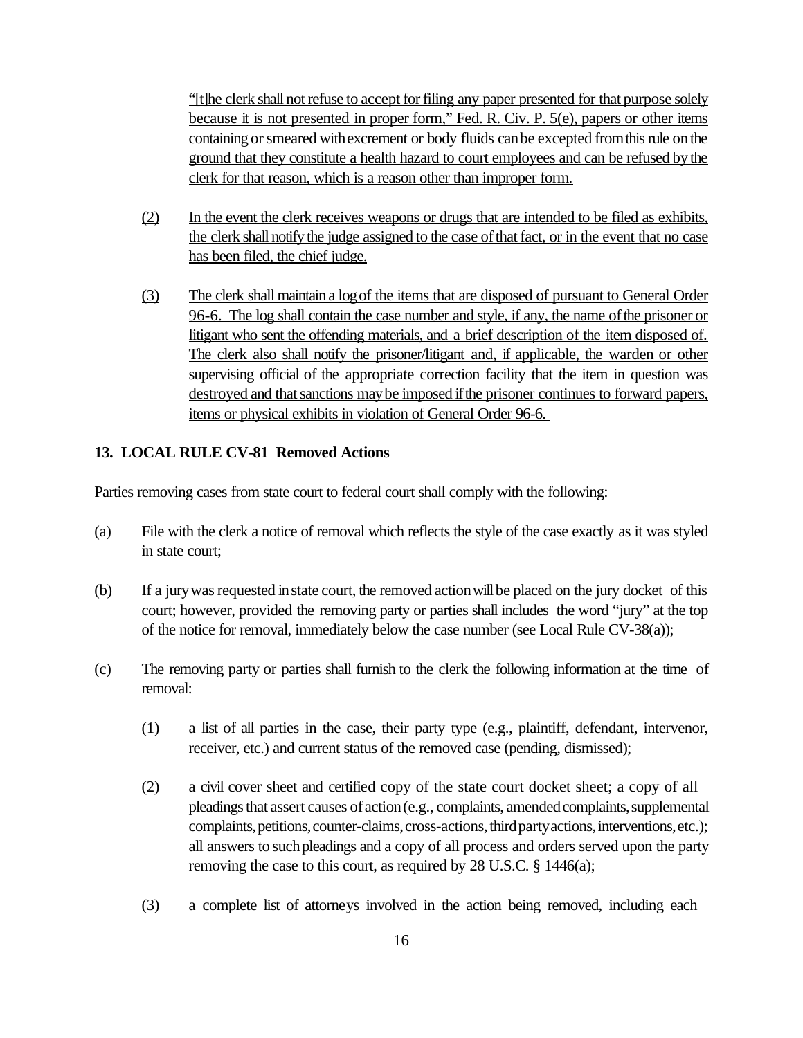"[t]he clerk shall not refuse to accept for filing any paper presented for that purpose solely because it is not presented in proper form," Fed. R. Civ. P. 5(e), papers or other items containing or smeared with excrement or body fluids can be excepted from this rule on the ground that they constitute a health hazard to court employees and can be refused by the clerk for that reason, which is a reason other than improper form.

(2) In the event the clerk receives weapons or drugs that are intended to be filed as exhibits, the clerk shall notify the judge assigned to the case of that fact, or in the event that no case has been filed, the chief judge.

(3) The clerk shall maintain a log of the items that are disposed of pursuant to General Order 96-6. The log shall contain the case number and style, if any, the name of the prisoner or litigant who sent the offending materials, and a brief description of the item disposed of. The clerk also shall notify the prisoner/litigant and, if applicable, the warden or other supervising official of the appropriate correction facility that the item in question was destroyed and that sanctions may be imposed if the prisoner continues to forward papers, items or physical exhibits in violation of General Order 96-6.

**13. LOCAL RULE CV-81 Removed Actions**

Parties removing cases from state court to federal court shall comply with the following:

(a) File with the clerk a notice of removal which reflects the style of the case exactly as it was styled in state court;

(b) If a jury was requested in state court, the removed action will be placed on the jury docket of this court~~; however,~~ provided the removing party or parties ~~shall~~ includes the word "jury" at the top of the notice for removal, immediately below the case number (see Local Rule CV-38(a));

(c) The removing party or parties shall furnish to the clerk the following information at the time of removal:

(1) a list of all parties in the case, their party type (e.g., plaintiff, defendant, intervenor, receiver, etc.) and current status of the removed case (pending, dismissed);

(2) a civil cover sheet and certified copy of the state court docket sheet; a copy of all pleadings that assert causes of action (e.g., complaints, amended complaints, supplemental complaints, petitions, counter-claims, cross-actions, third party actions, interventions, etc.); all answers to such pleadings and a copy of all process and orders served upon the party removing the case to this court, as required by 28 U.S.C. § 1446(a);

(3) a complete list of attorneys involved in the action being removed, including each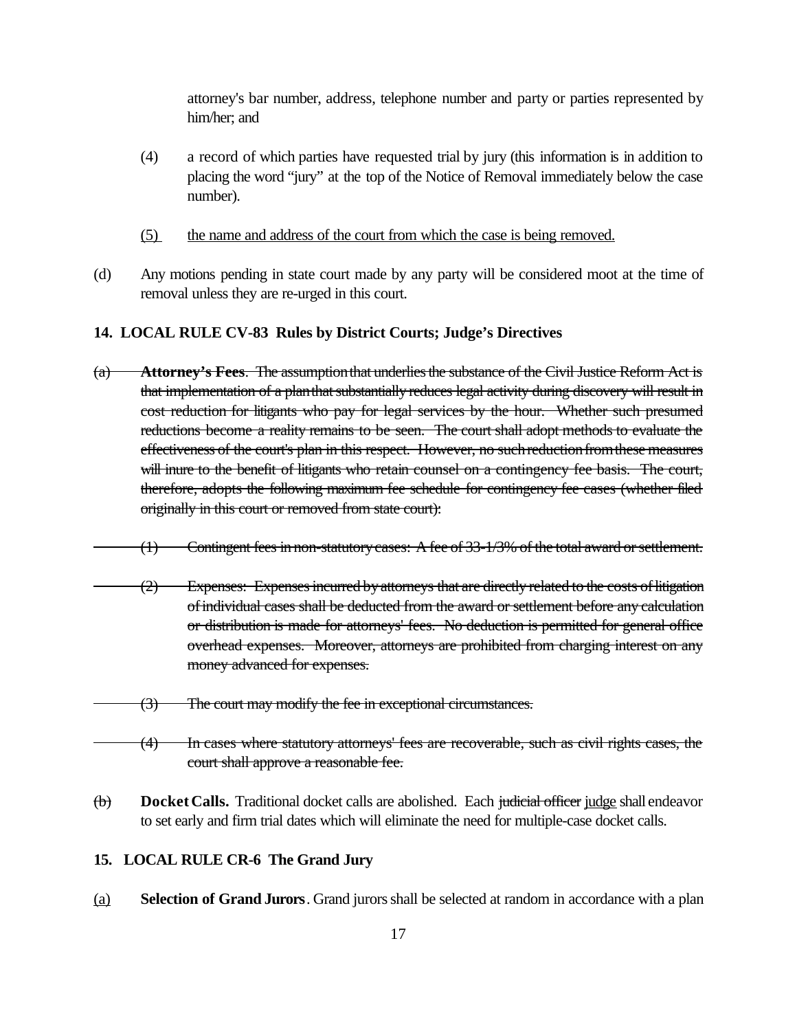attorney's bar number, address, telephone number and party or parties represented by him/her; and

(4) a record of which parties have requested trial by jury (this information is in addition to placing the word "jury" at the top of the Notice of Removal immediately below the case number).

<u>(5) the name and address of the court from which the case is being removed.</u>

(d) Any motions pending in state court made by any party will be considered moot at the time of removal unless they are re-urged in this court.

**14. LOCAL RULE CV-83 Rules by District Courts; Judge's Directives**

~~(a) **Attorney's Fees**. The assumption that underlies the substance of the Civil Justice Reform Act is that implementation of a plan that substantially reduces legal activity during discovery will result in cost reduction for litigants who pay for legal services by the hour. Whether such presumed reductions become a reality remains to be seen. The court shall adopt methods to evaluate the effectiveness of the court's plan in this respect. However, no such reduction from these measures will inure to the benefit of litigants who retain counsel on a contingency fee basis. The court, therefore, adopts the following maximum fee schedule for contingency fee cases (whether filed originally in this court or removed from state court):~~

~~(1) Contingent fees in non-statutory cases: A fee of 33-1/3% of the total award or settlement.~~

~~(2) Expenses: Expenses incurred by attorneys that are directly related to the costs of litigation of individual cases shall be deducted from the award or settlement before any calculation or distribution is made for attorneys' fees. No deduction is permitted for general office overhead expenses. Moreover, attorneys are prohibited from charging interest on any money advanced for expenses.~~

~~(3) The court may modify the fee in exceptional circumstances.~~

~~(4) In cases where statutory attorneys' fees are recoverable, such as civil rights cases, the court shall approve a reasonable fee.~~

~~(b)~~ **Docket Calls.** Traditional docket calls are abolished. Each ~~judicial officer~~ <u>judge</u> shall endeavor to set early and firm trial dates which will eliminate the need for multiple-case docket calls.

**15. LOCAL RULE CR-6 The Grand Jury**

<u>(a)</u> **Selection of Grand Jurors**. Grand jurors shall be selected at random in accordance with a plan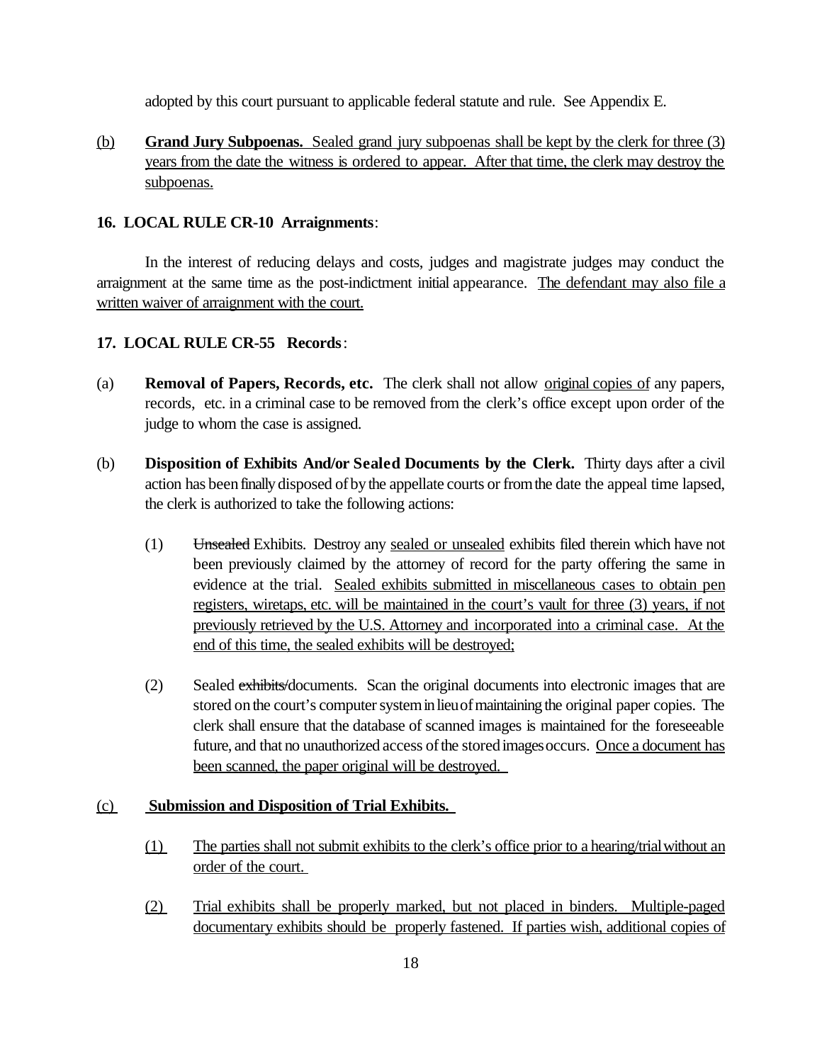adopted by this court pursuant to applicable federal statute and rule. See Appendix E.

(b) **Grand Jury Subpoenas.** Sealed grand jury subpoenas shall be kept by the clerk for three (3) years from the date the witness is ordered to appear. After that time, the clerk may destroy the subpoenas.

**16. LOCAL RULE CR-10 Arraignments**:

In the interest of reducing delays and costs, judges and magistrate judges may conduct the arraignment at the same time as the post-indictment initial appearance. The defendant may also file a written waiver of arraignment with the court.

**17. LOCAL RULE CR-55 Records**:

(a) **Removal of Papers, Records, etc.** The clerk shall not allow original copies of any papers, records, etc. in a criminal case to be removed from the clerk's office except upon order of the judge to whom the case is assigned.

(b) **Disposition of Exhibits And/or Sealed Documents by the Clerk.** Thirty days after a civil action has been finally disposed of by the appellate courts or from the date the appeal time lapsed, the clerk is authorized to take the following actions:

(1) ~~Unsealed~~ Exhibits. Destroy any sealed or unsealed exhibits filed therein which have not been previously claimed by the attorney of record for the party offering the same in evidence at the trial. Sealed exhibits submitted in miscellaneous cases to obtain pen registers, wiretaps, etc. will be maintained in the court's vault for three (3) years, if not previously retrieved by the U.S. Attorney and incorporated into a criminal case. At the end of this time, the sealed exhibits will be destroyed;

(2) Sealed ~~exhibits/~~documents. Scan the original documents into electronic images that are stored on the court's computer system in lieu of maintaining the original paper copies. The clerk shall ensure that the database of scanned images is maintained for the foreseeable future, and that no unauthorized access of the stored images occurs. Once a document has been scanned, the paper original will be destroyed.

(c) **Submission and Disposition of Trial Exhibits.**

(1) The parties shall not submit exhibits to the clerk's office prior to a hearing/trial without an order of the court.

(2) Trial exhibits shall be properly marked, but not placed in binders. Multiple-paged documentary exhibits should be properly fastened. If parties wish, additional copies of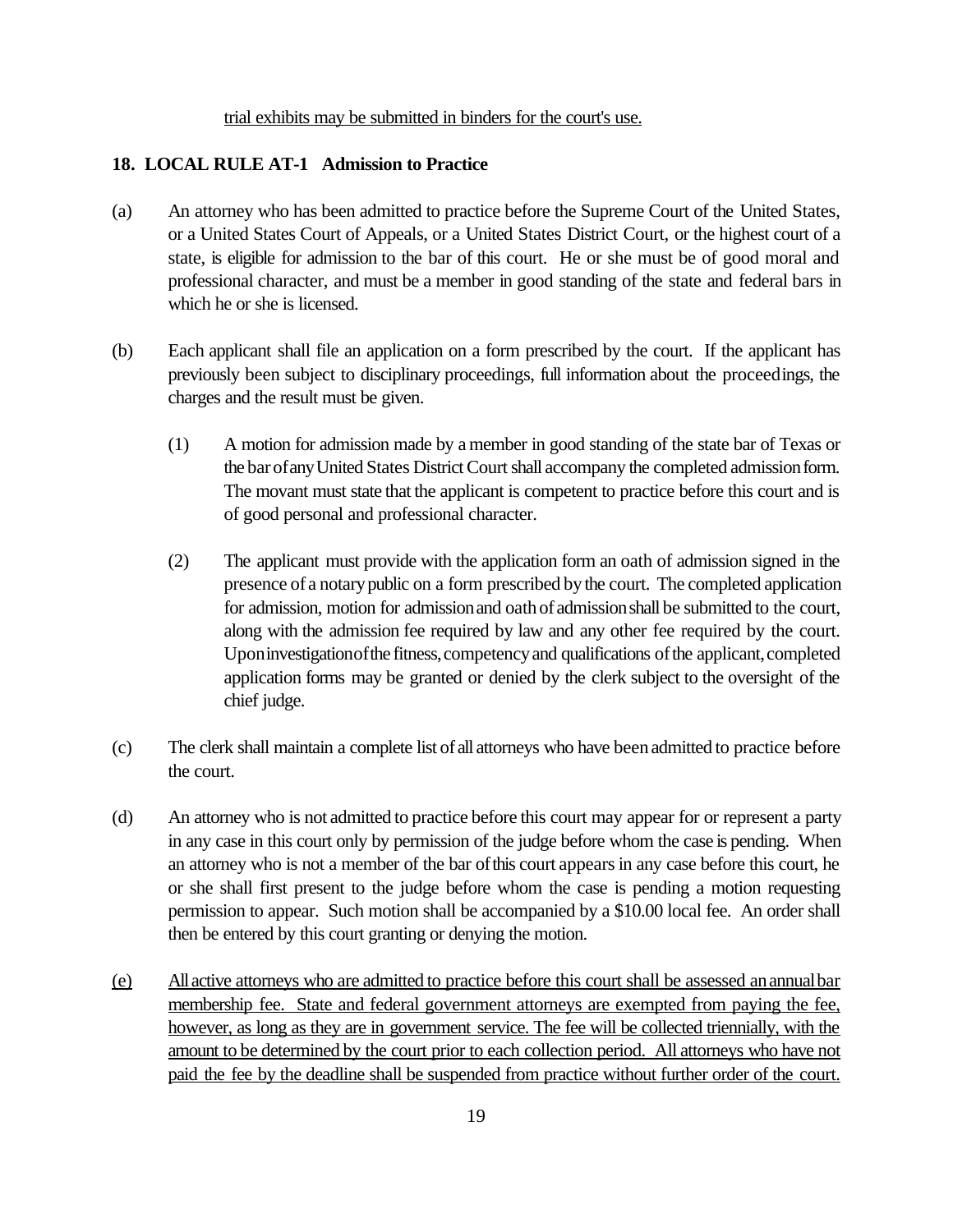trial exhibits may be submitted in binders for the court's use.

**18. LOCAL RULE AT-1 Admission to Practice**

(a) An attorney who has been admitted to practice before the Supreme Court of the United States, or a United States Court of Appeals, or a United States District Court, or the highest court of a state, is eligible for admission to the bar of this court. He or she must be of good moral and professional character, and must be a member in good standing of the state and federal bars in which he or she is licensed.

(b) Each applicant shall file an application on a form prescribed by the court. If the applicant has previously been subject to disciplinary proceedings, full information about the proceedings, the charges and the result must be given.

(1) A motion for admission made by a member in good standing of the state bar of Texas or the bar of any United States District Court shall accompany the completed admission form. The movant must state that the applicant is competent to practice before this court and is of good personal and professional character.

(2) The applicant must provide with the application form an oath of admission signed in the presence of a notary public on a form prescribed by the court. The completed application for admission, motion for admission and oath of admission shall be submitted to the court, along with the admission fee required by law and any other fee required by the court. Upon investigation of the fitness, competency and qualifications of the applicant, completed application forms may be granted or denied by the clerk subject to the oversight of the chief judge.

(c) The clerk shall maintain a complete list of all attorneys who have been admitted to practice before the court.

(d) An attorney who is not admitted to practice before this court may appear for or represent a party in any case in this court only by permission of the judge before whom the case is pending. When an attorney who is not a member of the bar of this court appears in any case before this court, he or she shall first present to the judge before whom the case is pending a motion requesting permission to appear. Such motion shall be accompanied by a $10.00 local fee. An order shall then be entered by this court granting or denying the motion.

(e) All active attorneys who are admitted to practice before this court shall be assessed an annual bar membership fee. State and federal government attorneys are exempted from paying the fee, however, as long as they are in government service. The fee will be collected triennially, with the amount to be determined by the court prior to each collection period. All attorneys who have not paid the fee by the deadline shall be suspended from practice without further order of the court.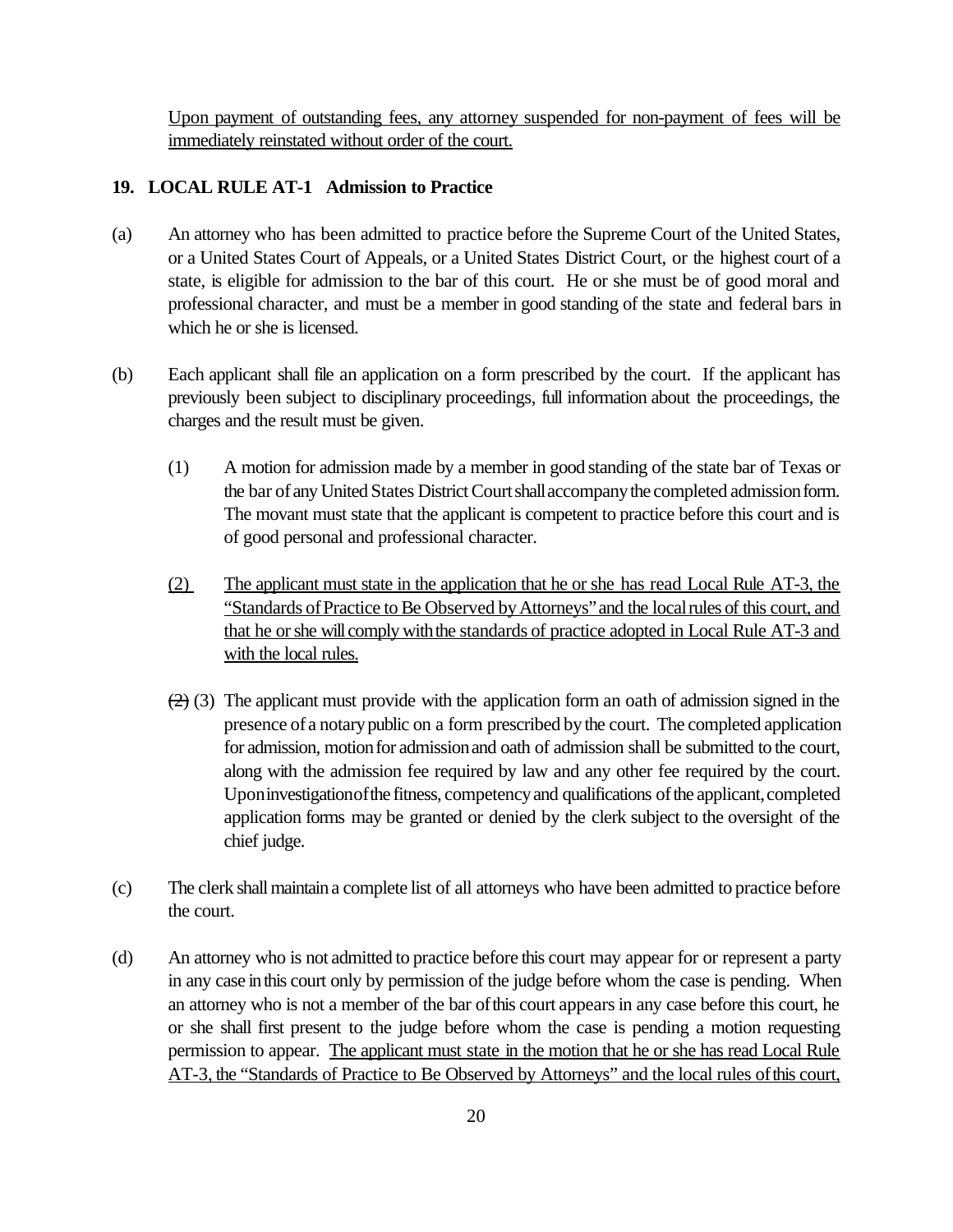<u>Upon payment of outstanding fees, any attorney suspended for non-payment of fees will be immediately reinstated without order of the court.</u>

**19. LOCAL RULE AT-1 Admission to Practice**

(a) An attorney who has been admitted to practice before the Supreme Court of the United States, or a United States Court of Appeals, or a United States District Court, or the highest court of a state, is eligible for admission to the bar of this court. He or she must be of good moral and professional character, and must be a member in good standing of the state and federal bars in which he or she is licensed.

(b) Each applicant shall file an application on a form prescribed by the court. If the applicant has previously been subject to disciplinary proceedings, full information about the proceedings, the charges and the result must be given.

 (1) A motion for admission made by a member in good standing of the state bar of Texas or the bar of any United States District Court shall accompany the completed admission form. The movant must state that the applicant is competent to practice before this court and is of good personal and professional character.

 <u>(2) The applicant must state in the application that he or she has read Local Rule AT-3, the "Standards of Practice to Be Observed by Attorneys" and the local rules of this court, and that he or she will comply with the standards of practice adopted in Local Rule AT-3 and with the local rules.</u>

 ~~(2)~~ (3) The applicant must provide with the application form an oath of admission signed in the presence of a notary public on a form prescribed by the court. The completed application for admission, motion for admission and oath of admission shall be submitted to the court, along with the admission fee required by law and any other fee required by the court. Upon investigation of the fitness, competency and qualifications of the applicant, completed application forms may be granted or denied by the clerk subject to the oversight of the chief judge.

(c) The clerk shall maintain a complete list of all attorneys who have been admitted to practice before the court.

(d) An attorney who is not admitted to practice before this court may appear for or represent a party in any case in this court only by permission of the judge before whom the case is pending. When an attorney who is not a member of the bar of this court appears in any case before this court, he or she shall first present to the judge before whom the case is pending a motion requesting permission to appear. <u>The applicant must state in the motion that he or she has read Local Rule AT-3, the "Standards of Practice to Be Observed by Attorneys" and the local rules of this court,</u>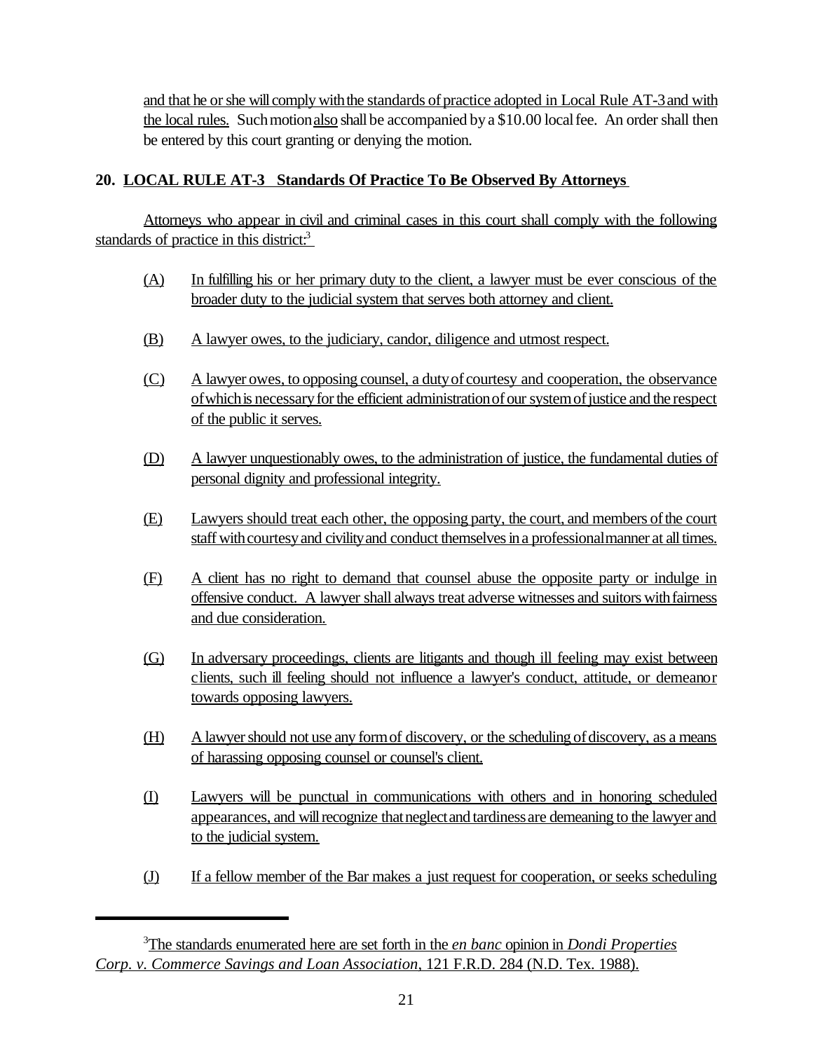and that he or she will comply with the standards of practice adopted in Local Rule AT-3 and with the local rules. Such motion also shall be accompanied by a $10.00 local fee. An order shall then be entered by this court granting or denying the motion.

**20. LOCAL RULE AT-3 Standards Of Practice To Be Observed By Attorneys**

Attorneys who appear in civil and criminal cases in this court shall comply with the following standards of practice in this district:[3]

(A) In fulfilling his or her primary duty to the client, a lawyer must be ever conscious of the broader duty to the judicial system that serves both attorney and client.

(B) A lawyer owes, to the judiciary, candor, diligence and utmost respect.

(C) A lawyer owes, to opposing counsel, a duty of courtesy and cooperation, the observance of which is necessary for the efficient administration of our system of justice and the respect of the public it serves.

(D) A lawyer unquestionably owes, to the administration of justice, the fundamental duties of personal dignity and professional integrity.

(E) Lawyers should treat each other, the opposing party, the court, and members of the court staff with courtesy and civility and conduct themselves in a professional manner at all times.

(F) A client has no right to demand that counsel abuse the opposite party or indulge in offensive conduct. A lawyer shall always treat adverse witnesses and suitors with fairness and due consideration.

(G) In adversary proceedings, clients are litigants and though ill feeling may exist between clients, such ill feeling should not influence a lawyer's conduct, attitude, or demeanor towards opposing lawyers.

(H) A lawyer should not use any form of discovery, or the scheduling of discovery, as a means of harassing opposing counsel or counsel's client.

(I) Lawyers will be punctual in communications with others and in honoring scheduled appearances, and will recognize that neglect and tardiness are demeaning to the lawyer and to the judicial system.

(J) If a fellow member of the Bar makes a just request for cooperation, or seeks scheduling

---

[3] The standards enumerated here are set forth in the *en banc* opinion in *Dondi Properties Corp. v. Commerce Savings and Loan Association*, 121 F.R.D. 284 (N.D. Tex. 1988).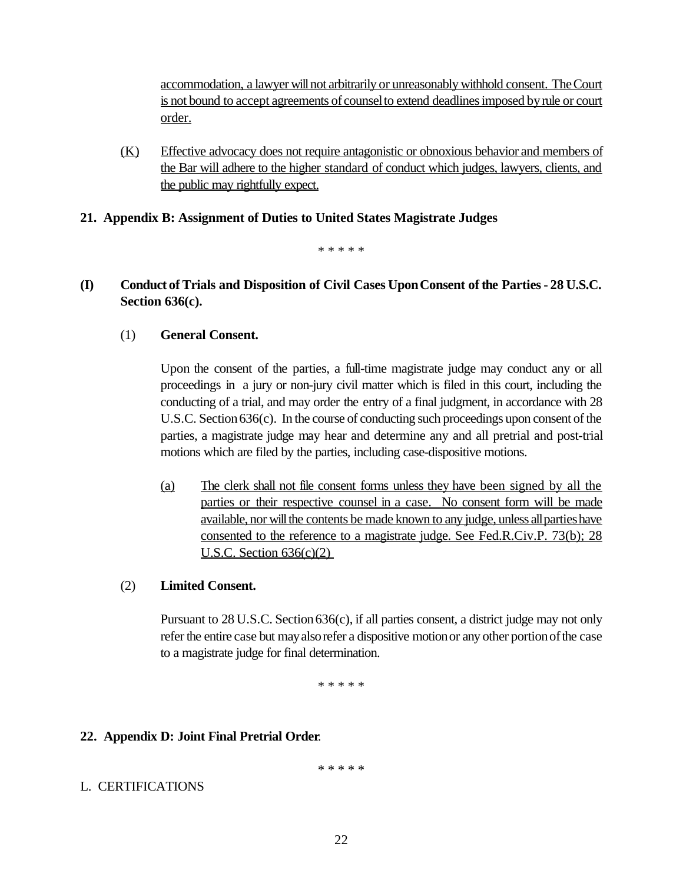accommodation, a lawyer will not arbitrarily or unreasonably withhold consent. The Court is not bound to accept agreements of counsel to extend deadlines imposed by rule or court order.

(K) Effective advocacy does not require antagonistic or obnoxious behavior and members of the Bar will adhere to the higher standard of conduct which judges, lawyers, clients, and the public may rightfully expect.

**21. Appendix B: Assignment of Duties to United States Magistrate Judges**

\* \* \* \* \*

**(I) Conduct of Trials and Disposition of Civil Cases Upon Consent of the Parties - 28 U.S.C. Section 636(c).**

(1) **General Consent.**

Upon the consent of the parties, a full-time magistrate judge may conduct any or all proceedings in a jury or non-jury civil matter which is filed in this court, including the conducting of a trial, and may order the entry of a final judgment, in accordance with 28 U.S.C. Section 636(c). In the course of conducting such proceedings upon consent of the parties, a magistrate judge may hear and determine any and all pretrial and post-trial motions which are filed by the parties, including case-dispositive motions.

(a) The clerk shall not file consent forms unless they have been signed by all the parties or their respective counsel in a case. No consent form will be made available, nor will the contents be made known to any judge, unless all parties have consented to the reference to a magistrate judge. See Fed.R.Civ.P. 73(b); 28 U.S.C. Section 636(c)(2)

(2) **Limited Consent.**

Pursuant to 28 U.S.C. Section 636(c), if all parties consent, a district judge may not only refer the entire case but may also refer a dispositive motion or any other portion of the case to a magistrate judge for final determination.

\* \* \* \* \*

**22. Appendix D: Joint Final Pretrial Order**.

\* \* \* \* \*

L. CERTIFICATIONS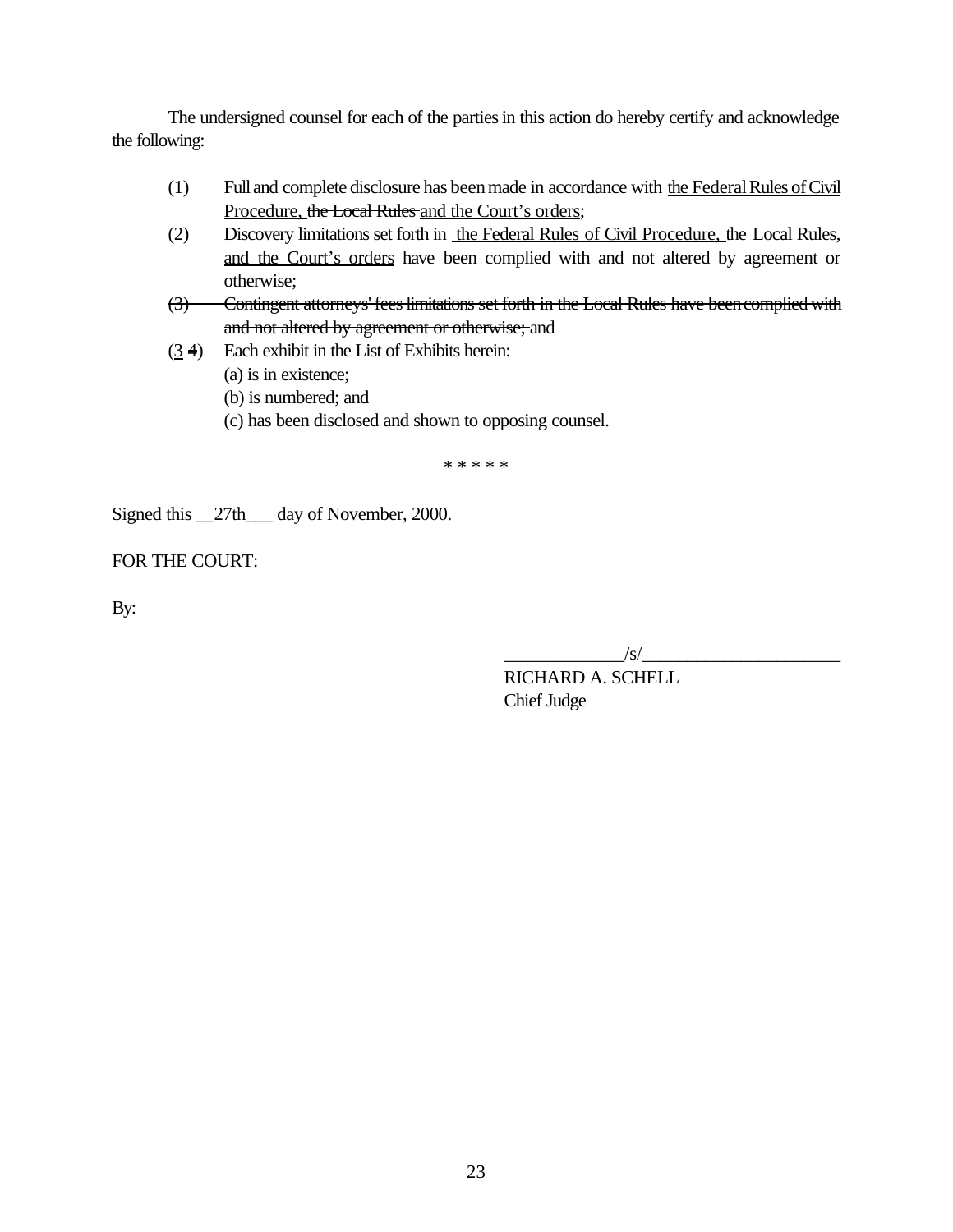The undersigned counsel for each of the parties in this action do hereby certify and acknowledge the following:

(1) Full and complete disclosure has been made in accordance with <u>the Federal Rules of Civil Procedure,</u> ~~the Local Rules~~ <u>and the Court's orders</u>;

(2) Discovery limitations set forth in <u>the Federal Rules of Civil Procedure,</u> the Local Rules, <u>and the Court's orders</u> have been complied with and not altered by agreement or otherwise;

~~(3) Contingent attorneys' fees limitations set forth in the Local Rules have been complied with and not altered by agreement or otherwise;~~ and

(<u>3</u> ~~4~~) Each exhibit in the List of Exhibits herein:
(a) is in existence;
(b) is numbered; and
(c) has been disclosed and shown to opposing counsel.

\* \* \* \* \*

Signed this \_\_27th\_\_\_ day of November, 2000.

FOR THE COURT:

By:

\_\_\_\_\_\_\_\_\_\_\_\_\_/s/\_\_\_\_\_\_\_\_\_\_\_\_\_\_\_\_\_\_\_\_\_\_
RICHARD A. SCHELL
Chief Judge